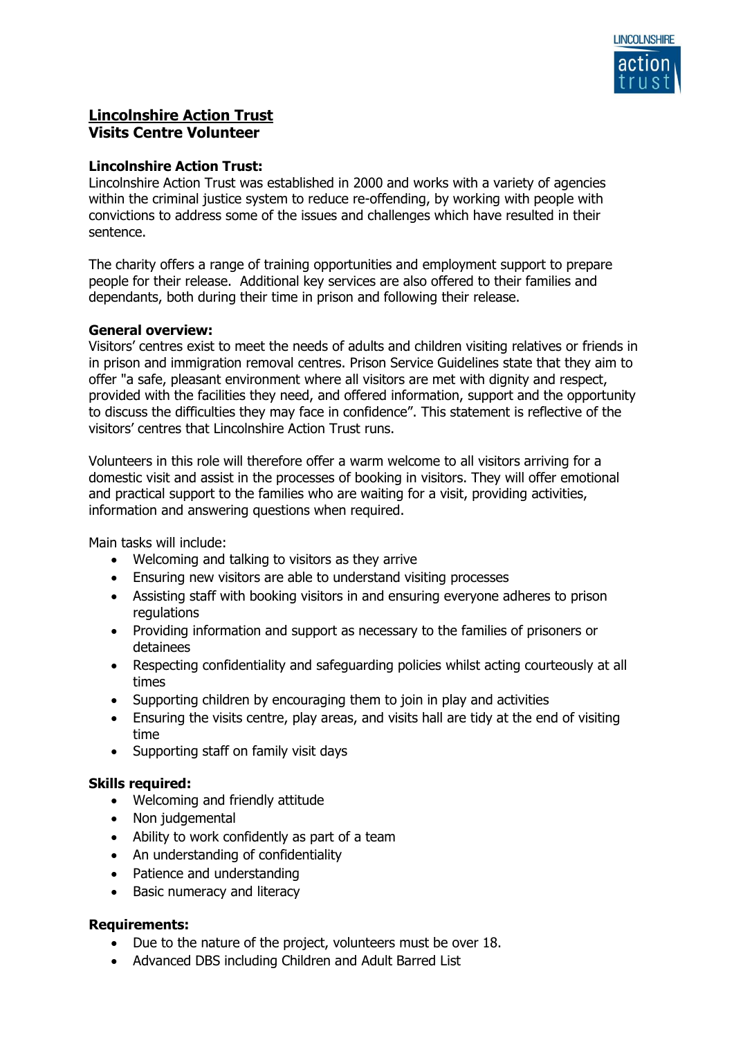# Lincolnshire Action Trust
## Visits Centre Volunteer

**Lincolnshire Action Trust:**

Lincolnshire Action Trust was established in 2000 and works with a variety of agencies within the criminal justice system to reduce re-offending, by working with people with convictions to address some of the issues and challenges which have resulted in their sentence.

The charity offers a range of training opportunities and employment support to prepare people for their release.  Additional key services are also offered to their families and dependants, both during their time in prison and following their release.

**General overview:**

Visitors' centres exist to meet the needs of adults and children visiting relatives or friends in in prison and immigration removal centres. Prison Service Guidelines state that they aim to offer "a safe, pleasant environment where all visitors are met with dignity and respect, provided with the facilities they need, and offered information, support and the opportunity to discuss the difficulties they may face in confidence". This statement is reflective of the visitors' centres that Lincolnshire Action Trust runs.

Volunteers in this role will therefore offer a warm welcome to all visitors arriving for a domestic visit and assist in the processes of booking in visitors. They will offer emotional and practical support to the families who are waiting for a visit, providing activities, information and answering questions when required.

Main tasks will include:

- Welcoming and talking to visitors as they arrive
- Ensuring new visitors are able to understand visiting processes
- Assisting staff with booking visitors in and ensuring everyone adheres to prison regulations
- Providing information and support as necessary to the families of prisoners or detainees
- Respecting confidentiality and safeguarding policies whilst acting courteously at all times
- Supporting children by encouraging them to join in play and activities
- Ensuring the visits centre, play areas, and visits hall are tidy at the end of visiting time
- Supporting staff on family visit days

**Skills required:**

- Welcoming and friendly attitude
- Non judgemental
- Ability to work confidently as part of a team
- An understanding of confidentiality
- Patience and understanding
- Basic numeracy and literacy

**Requirements:**

- Due to the nature of the project, volunteers must be over 18.
- Advanced DBS including Children and Adult Barred List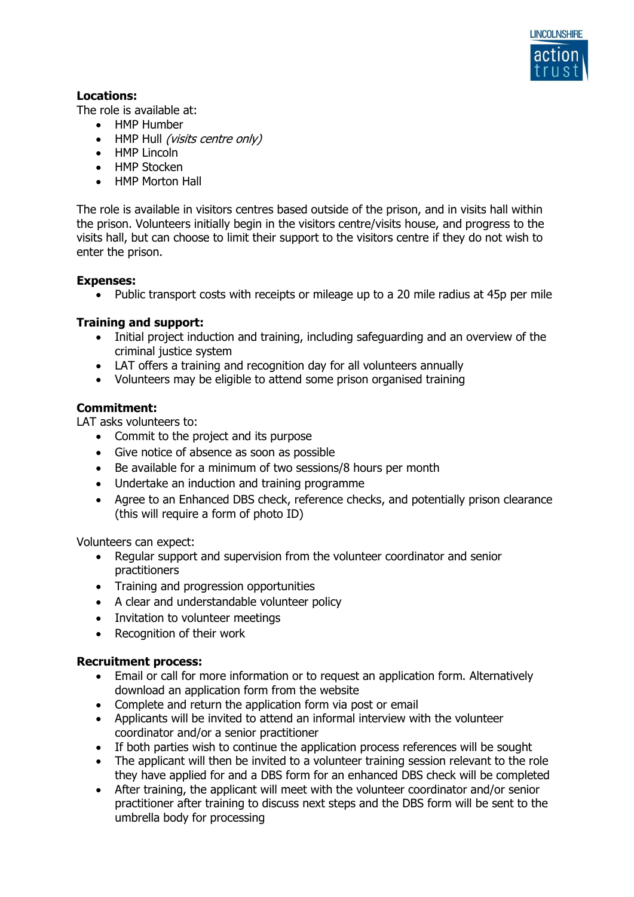**Locations:**

The role is available at:

- HMP Humber
- HMP Hull *(visits centre only)*
- HMP Lincoln
- HMP Stocken
- HMP Morton Hall

The role is available in visitors centres based outside of the prison, and in visits hall within the prison. Volunteers initially begin in the visitors centre/visits house, and progress to the visits hall, but can choose to limit their support to the visitors centre if they do not wish to enter the prison.

**Expenses:**

- Public transport costs with receipts or mileage up to a 20 mile radius at 45p per mile

**Training and support:**

- Initial project induction and training, including safeguarding and an overview of the criminal justice system
- LAT offers a training and recognition day for all volunteers annually
- Volunteers may be eligible to attend some prison organised training

**Commitment:**

LAT asks volunteers to:

- Commit to the project and its purpose
- Give notice of absence as soon as possible
- Be available for a minimum of two sessions/8 hours per month
- Undertake an induction and training programme
- Agree to an Enhanced DBS check, reference checks, and potentially prison clearance (this will require a form of photo ID)

Volunteers can expect:

- Regular support and supervision from the volunteer coordinator and senior practitioners
- Training and progression opportunities
- A clear and understandable volunteer policy
- Invitation to volunteer meetings
- Recognition of their work

**Recruitment process:**

- Email or call for more information or to request an application form. Alternatively download an application form from the website
- Complete and return the application form via post or email
- Applicants will be invited to attend an informal interview with the volunteer coordinator and/or a senior practitioner
- If both parties wish to continue the application process references will be sought
- The applicant will then be invited to a volunteer training session relevant to the role they have applied for and a DBS form for an enhanced DBS check will be completed
- After training, the applicant will meet with the volunteer coordinator and/or senior practitioner after training to discuss next steps and the DBS form will be sent to the umbrella body for processing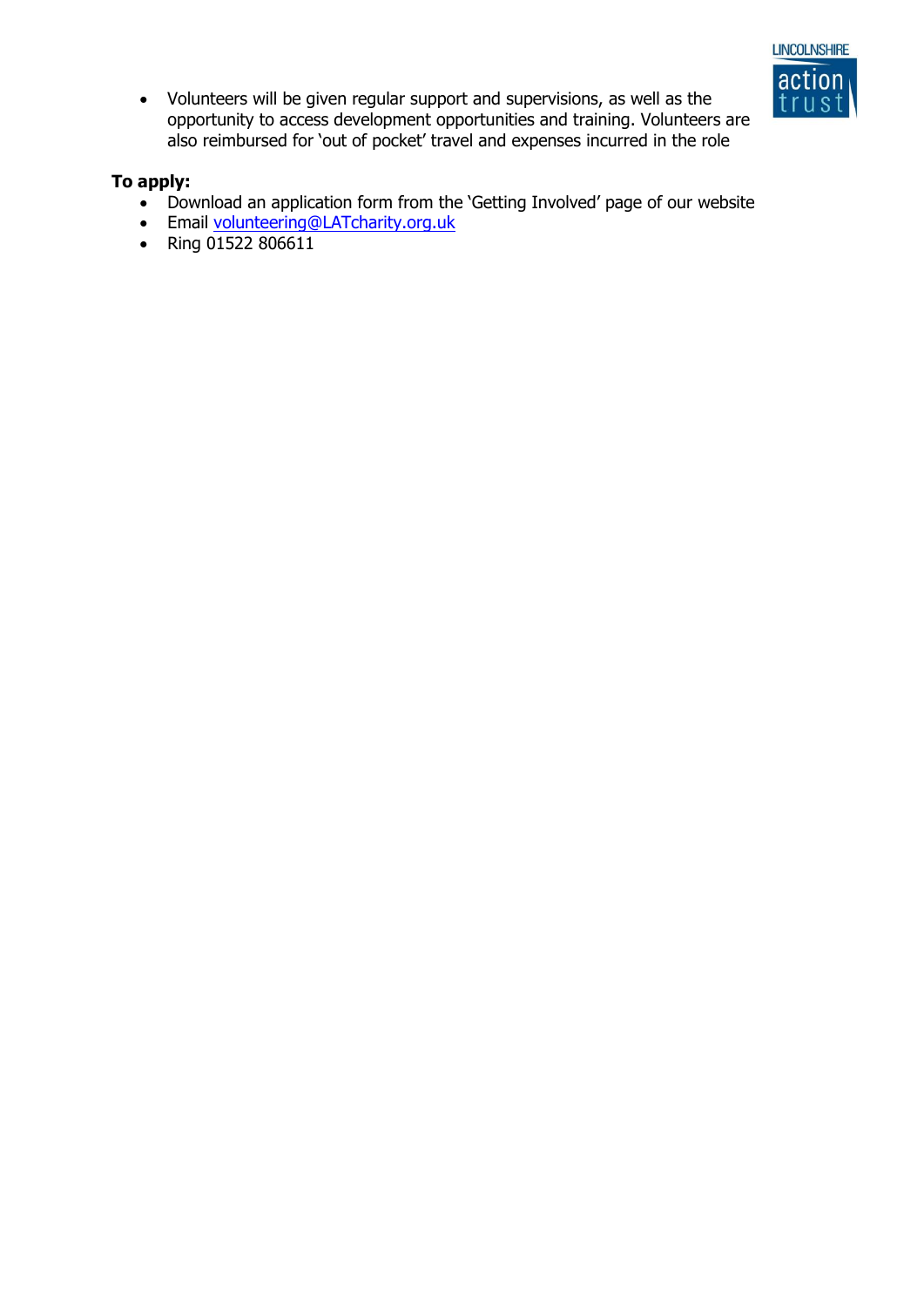- Volunteers will be given regular support and supervisions, as well as the opportunity to access development opportunities and training. Volunteers are also reimbursed for 'out of pocket' travel and expenses incurred in the role

**To apply:**

- Download an application form from the 'Getting Involved' page of our website
- Email volunteering@LATcharity.org.uk
- Ring 01522 806611